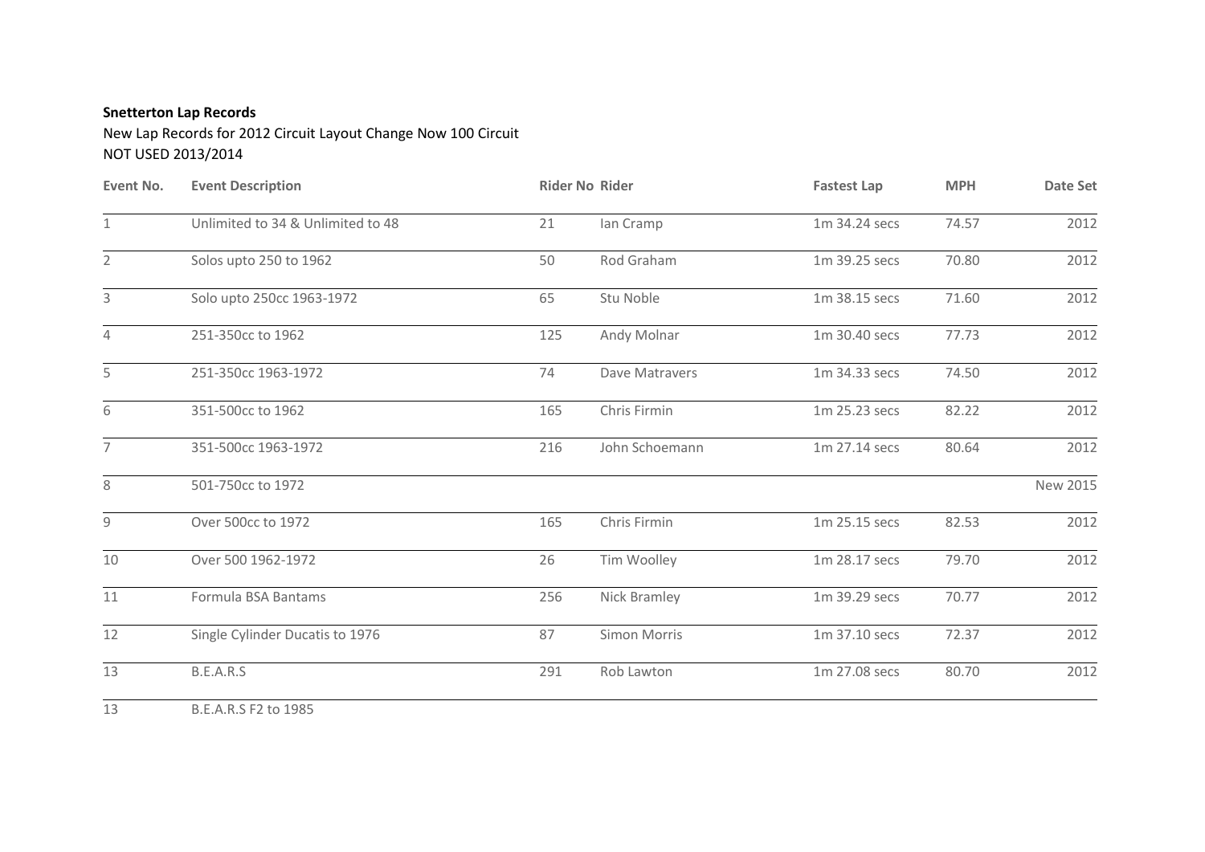**Snetterton Lap Records**

New Lap Records for 2012 Circuit Layout Change Now 100 Circuit

NOT USED 2013/2014

| Event No. | Event Description | Rider No | Rider | Fastest Lap | MPH | Date Set |
|---|---|---|---|---|---|---|
| 1 | Unlimited to 34 & Unlimited to 48 | 21 | Ian Cramp | 1m 34.24 secs | 74.57 | 2012 |
| 2 | Solos upto 250 to 1962 | 50 | Rod Graham | 1m 39.25 secs | 70.80 | 2012 |
| 3 | Solo upto 250cc 1963-1972 | 65 | Stu Noble | 1m 38.15 secs | 71.60 | 2012 |
| 4 | 251-350cc to 1962 | 125 | Andy Molnar | 1m 30.40 secs | 77.73 | 2012 |
| 5 | 251-350cc 1963-1972 | 74 | Dave Matravers | 1m 34.33 secs | 74.50 | 2012 |
| 6 | 351-500cc to 1962 | 165 | Chris Firmin | 1m 25.23 secs | 82.22 | 2012 |
| 7 | 351-500cc 1963-1972 | 216 | John Schoemann | 1m 27.14 secs | 80.64 | 2012 |
| 8 | 501-750cc to 1972 | | | | | New 2015 |
| 9 | Over 500cc to 1972 | 165 | Chris Firmin | 1m 25.15 secs | 82.53 | 2012 |
| 10 | Over 500 1962-1972 | 26 | Tim Woolley | 1m 28.17 secs | 79.70 | 2012 |
| 11 | Formula BSA Bantams | 256 | Nick Bramley | 1m 39.29 secs | 70.77 | 2012 |
| 12 | Single Cylinder Ducatis to 1976 | 87 | Simon Morris | 1m 37.10 secs | 72.37 | 2012 |
| 13 | B.E.A.R.S | 291 | Rob Lawton | 1m 27.08 secs | 80.70 | 2012 |
| 13 | B.E.A.R.S F2 to 1985 | | | | | |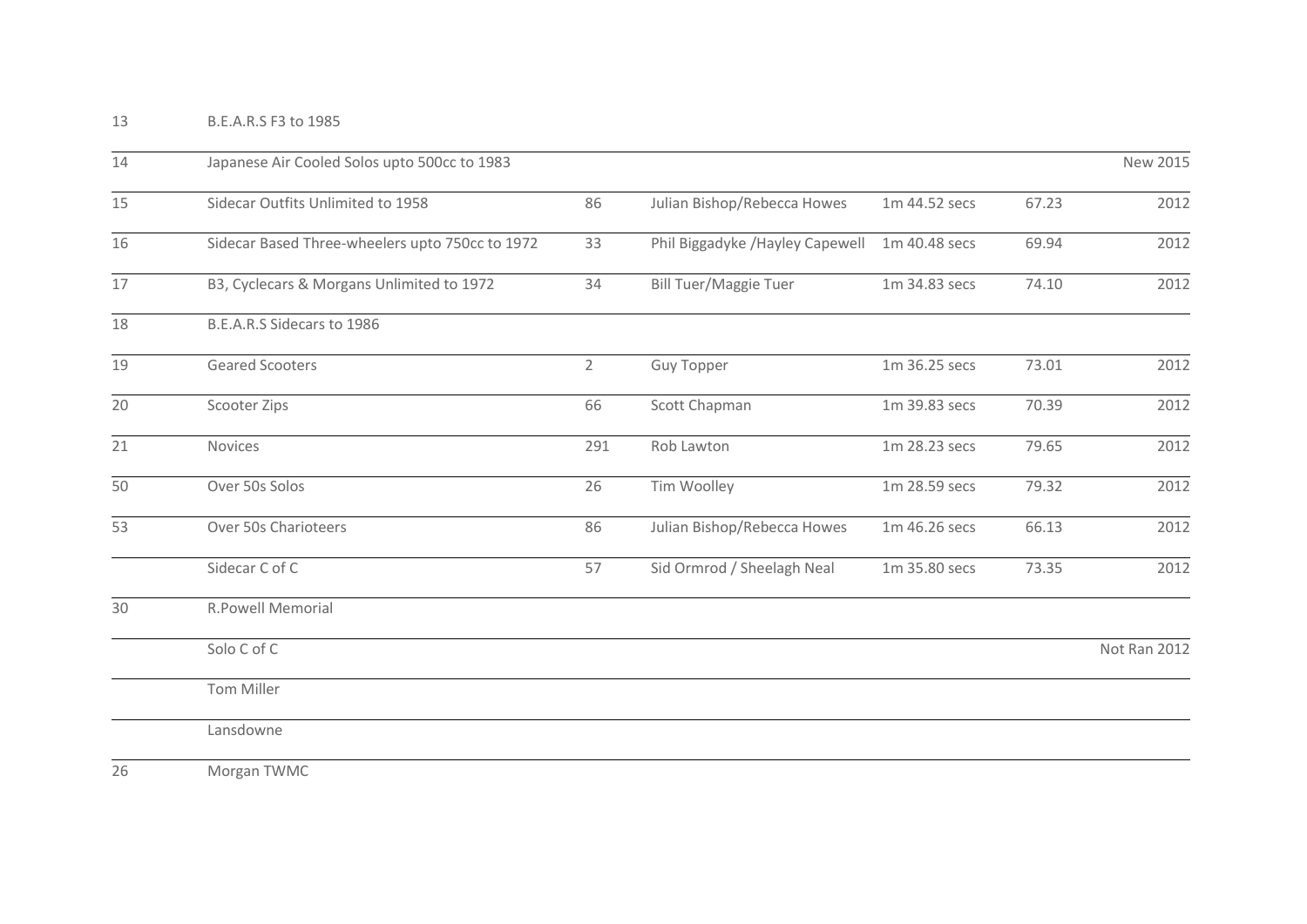| | | | | | | |
|---|---|---|---|---|---|---|
| 13 | B.E.A.R.S F3 to 1985 | | | | | |
| 14 | Japanese Air Cooled Solos upto 500cc to 1983 | | | | | New 2015 |
| 15 | Sidecar Outfits Unlimited to 1958 | 86 | Julian Bishop/Rebecca Howes | 1m 44.52 secs | 67.23 | 2012 |
| 16 | Sidecar Based Three-wheelers upto 750cc to 1972 | 33 | Phil Biggadyke /Hayley Capewell | 1m 40.48 secs | 69.94 | 2012 |
| 17 | B3, Cyclecars & Morgans Unlimited to 1972 | 34 | Bill Tuer/Maggie Tuer | 1m 34.83 secs | 74.10 | 2012 |
| 18 | B.E.A.R.S Sidecars to 1986 | | | | | |
| 19 | Geared Scooters | 2 | Guy Topper | 1m 36.25 secs | 73.01 | 2012 |
| 20 | Scooter Zips | 66 | Scott Chapman | 1m 39.83 secs | 70.39 | 2012 |
| 21 | Novices | 291 | Rob Lawton | 1m 28.23 secs | 79.65 | 2012 |
| 50 | Over 50s Solos | 26 | Tim Woolley | 1m 28.59 secs | 79.32 | 2012 |
| 53 | Over 50s Charioteers | 86 | Julian Bishop/Rebecca Howes | 1m 46.26 secs | 66.13 | 2012 |
| | Sidecar C of C | 57 | Sid Ormrod / Sheelagh Neal | 1m 35.80 secs | 73.35 | 2012 |
| 30 | R.Powell Memorial | | | | | |
| | Solo C of C | | | | | Not Ran 2012 |
| | Tom Miller | | | | | |
| | Lansdowne | | | | | |
| 26 | Morgan TWMC | | | | | |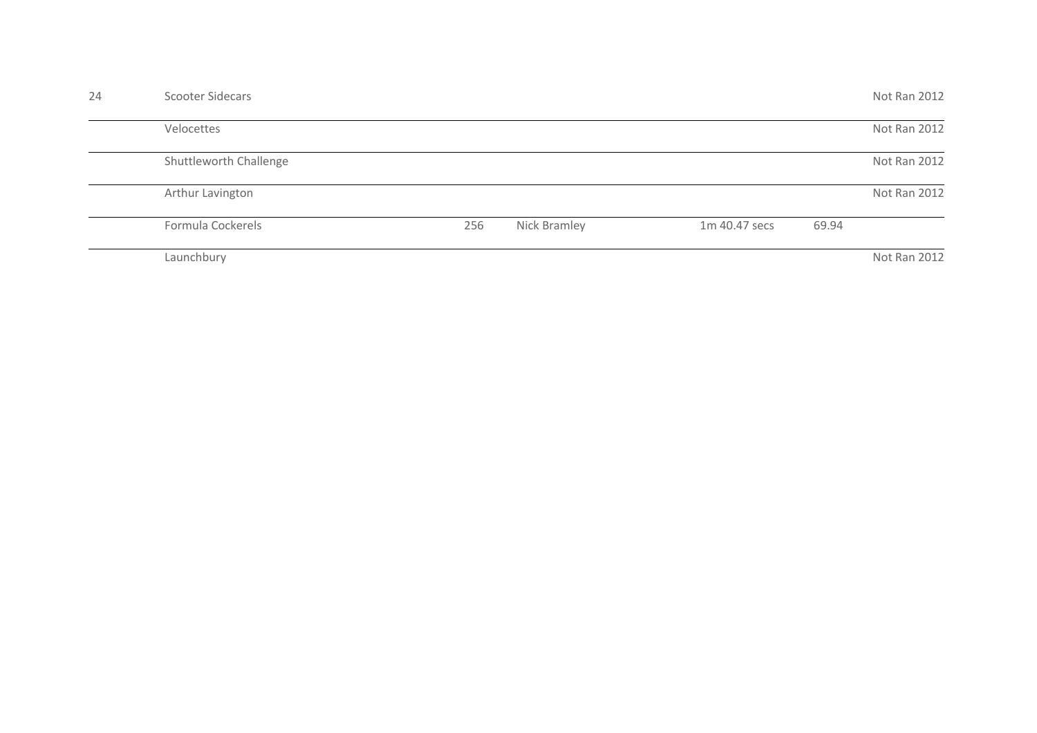| | | | | | | |
|---|---|---|---|---|---|---|
| 24 | Scooter Sidecars | | | | | Not Ran 2012 |
| | Velocettes | | | | | Not Ran 2012 |
| | Shuttleworth Challenge | | | | | Not Ran 2012 |
| | Arthur Lavington | | | | | Not Ran 2012 |
| | Formula Cockerels | 256 | Nick Bramley | 1m 40.47 secs | 69.94 | |
| | Launchbury | | | | | Not Ran 2012 |